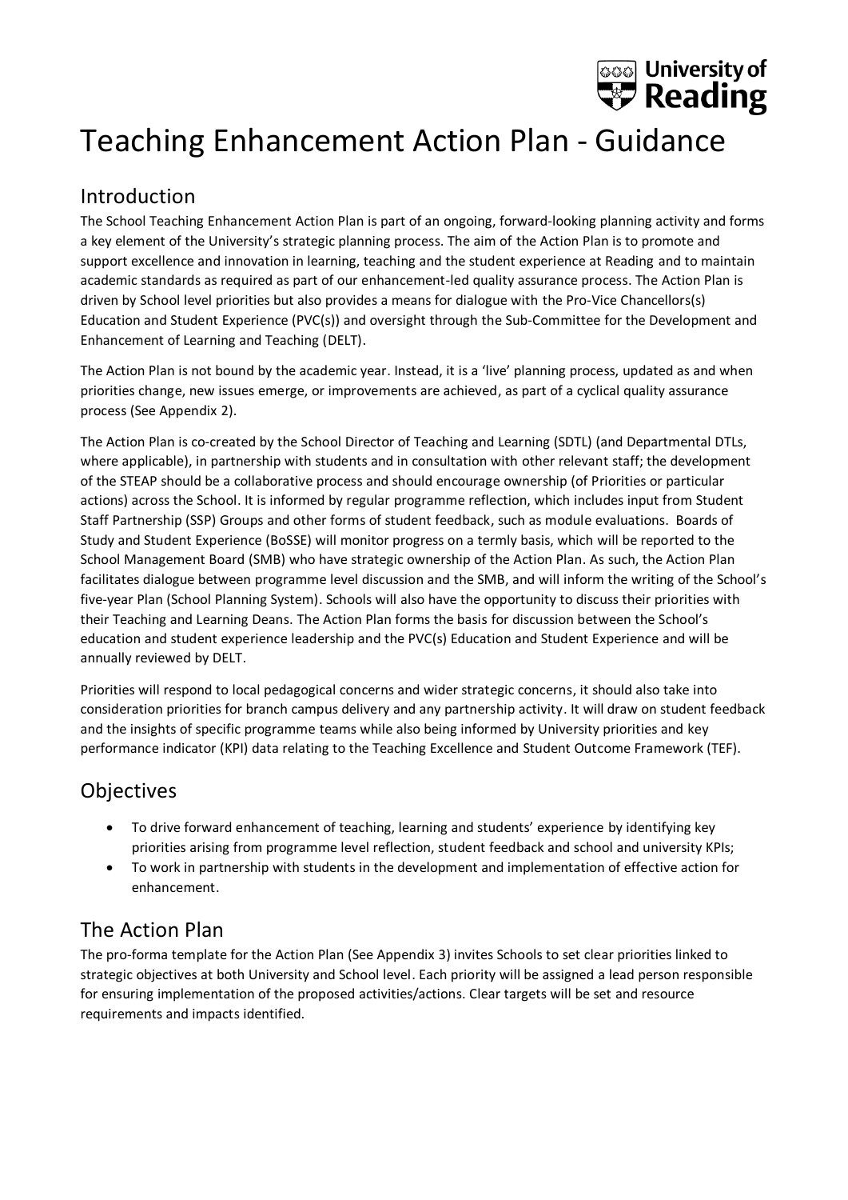# Teaching Enhancement Action Plan - Guidance

## Introduction

The School Teaching Enhancement Action Plan is part of an ongoing, forward-looking planning activity and forms a key element of the University's strategic planning process. The aim of the Action Plan is to promote and support excellence and innovation in learning, teaching and the student experience at Reading and to maintain academic standards as required as part of our enhancement-led quality assurance process. The Action Plan is driven by School level priorities but also provides a means for dialogue with the Pro-Vice Chancellors(s) Education and Student Experience (PVC(s)) and oversight through the Sub-Committee for the Development and Enhancement of Learning and Teaching (DELT).

The Action Plan is not bound by the academic year. Instead, it is a 'live' planning process, updated as and when priorities change, new issues emerge, or improvements are achieved, as part of a cyclical quality assurance process (See Appendix 2).

The Action Plan is co-created by the School Director of Teaching and Learning (SDTL) (and Departmental DTLs, where applicable), in partnership with students and in consultation with other relevant staff; the development of the STEAP should be a collaborative process and should encourage ownership (of Priorities or particular actions) across the School. It is informed by regular programme reflection, which includes input from Student Staff Partnership (SSP) Groups and other forms of student feedback, such as module evaluations. Boards of Study and Student Experience (BoSSE) will monitor progress on a termly basis, which will be reported to the School Management Board (SMB) who have strategic ownership of the Action Plan. As such, the Action Plan facilitates dialogue between programme level discussion and the SMB, and will inform the writing of the School's five-year Plan (School Planning System). Schools will also have the opportunity to discuss their priorities with their Teaching and Learning Deans. The Action Plan forms the basis for discussion between the School's education and student experience leadership and the PVC(s) Education and Student Experience and will be annually reviewed by DELT.

Priorities will respond to local pedagogical concerns and wider strategic concerns, it should also take into consideration priorities for branch campus delivery and any partnership activity. It will draw on student feedback and the insights of specific programme teams while also being informed by University priorities and key performance indicator (KPI) data relating to the Teaching Excellence and Student Outcome Framework (TEF).

## Objectives

- To drive forward enhancement of teaching, learning and students' experience by identifying key priorities arising from programme level reflection, student feedback and school and university KPIs;
- To work in partnership with students in the development and implementation of effective action for enhancement.

## The Action Plan

The pro-forma template for the Action Plan (See Appendix 3) invites Schools to set clear priorities linked to strategic objectives at both University and School level. Each priority will be assigned a lead person responsible for ensuring implementation of the proposed activities/actions. Clear targets will be set and resource requirements and impacts identified.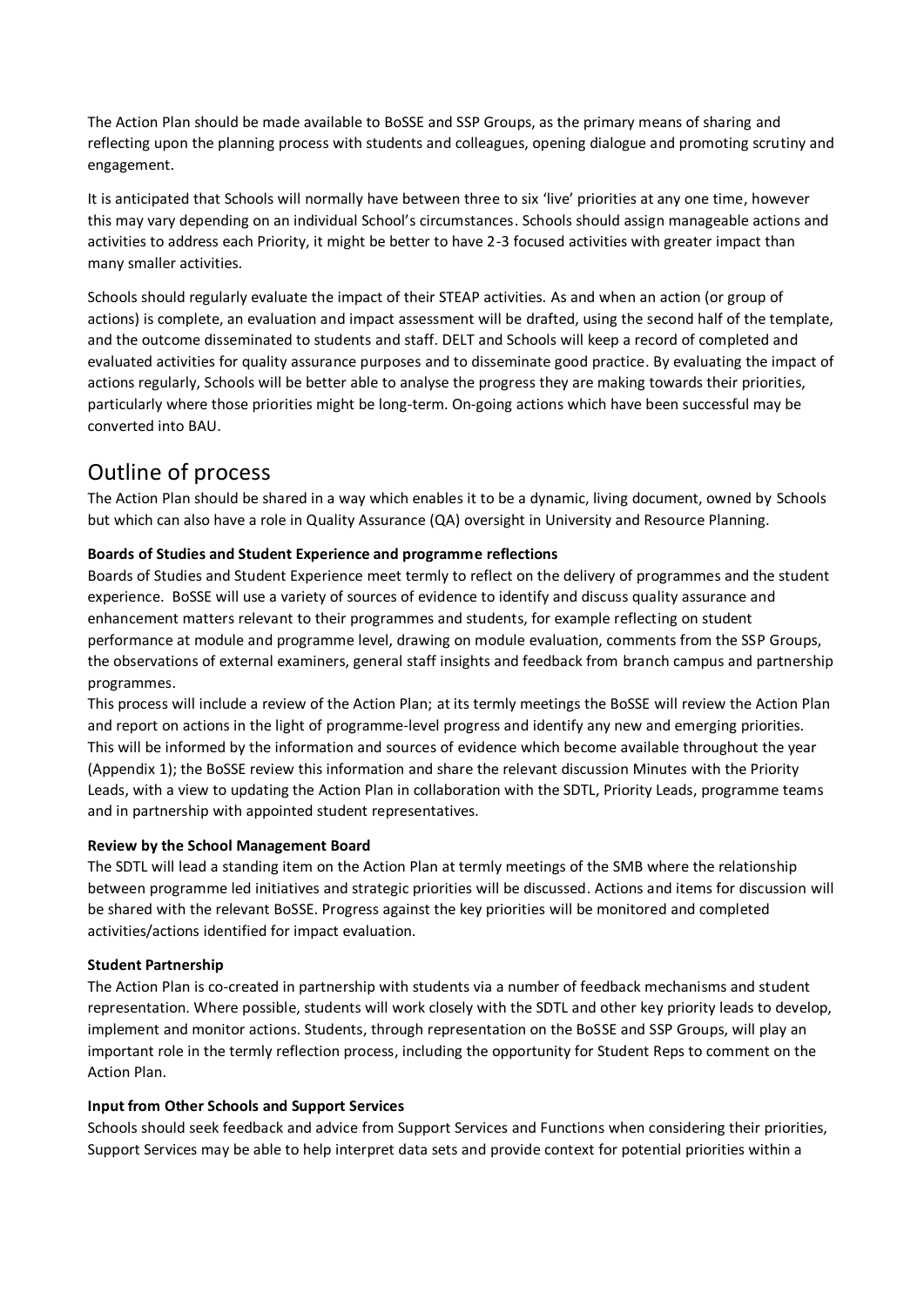The Action Plan should be made available to BoSSE and SSP Groups, as the primary means of sharing and reflecting upon the planning process with students and colleagues, opening dialogue and promoting scrutiny and engagement.

It is anticipated that Schools will normally have between three to six 'live' priorities at any one time, however this may vary depending on an individual School's circumstances. Schools should assign manageable actions and activities to address each Priority, it might be better to have 2-3 focused activities with greater impact than many smaller activities.

Schools should regularly evaluate the impact of their STEAP activities. As and when an action (or group of actions) is complete, an evaluation and impact assessment will be drafted, using the second half of the template, and the outcome disseminated to students and staff. DELT and Schools will keep a record of completed and evaluated activities for quality assurance purposes and to disseminate good practice. By evaluating the impact of actions regularly, Schools will be better able to analyse the progress they are making towards their priorities, particularly where those priorities might be long-term. On-going actions which have been successful may be converted into BAU.

## Outline of process

The Action Plan should be shared in a way which enables it to be a dynamic, living document, owned by Schools but which can also have a role in Quality Assurance (QA) oversight in University and Resource Planning.

**Boards of Studies and Student Experience and programme reflections**

Boards of Studies and Student Experience meet termly to reflect on the delivery of programmes and the student experience. BoSSE will use a variety of sources of evidence to identify and discuss quality assurance and enhancement matters relevant to their programmes and students, for example reflecting on student performance at module and programme level, drawing on module evaluation, comments from the SSP Groups, the observations of external examiners, general staff insights and feedback from branch campus and partnership programmes.

This process will include a review of the Action Plan; at its termly meetings the BoSSE will review the Action Plan and report on actions in the light of programme-level progress and identify any new and emerging priorities. This will be informed by the information and sources of evidence which become available throughout the year (Appendix 1); the BoSSE review this information and share the relevant discussion Minutes with the Priority Leads, with a view to updating the Action Plan in collaboration with the SDTL, Priority Leads, programme teams and in partnership with appointed student representatives.

**Review by the School Management Board**

The SDTL will lead a standing item on the Action Plan at termly meetings of the SMB where the relationship between programme led initiatives and strategic priorities will be discussed. Actions and items for discussion will be shared with the relevant BoSSE. Progress against the key priorities will be monitored and completed activities/actions identified for impact evaluation.

**Student Partnership**

The Action Plan is co-created in partnership with students via a number of feedback mechanisms and student representation. Where possible, students will work closely with the SDTL and other key priority leads to develop, implement and monitor actions. Students, through representation on the BoSSE and SSP Groups, will play an important role in the termly reflection process, including the opportunity for Student Reps to comment on the Action Plan.

**Input from Other Schools and Support Services**

Schools should seek feedback and advice from Support Services and Functions when considering their priorities, Support Services may be able to help interpret data sets and provide context for potential priorities within a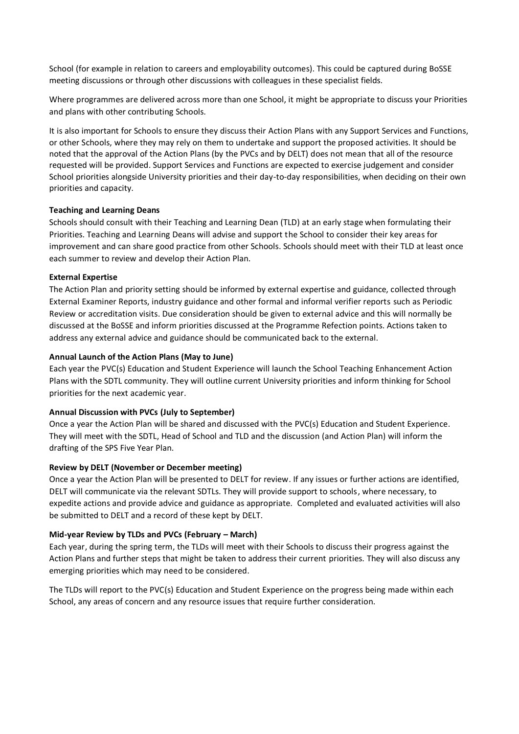School (for example in relation to careers and employability outcomes). This could be captured during BoSSE meeting discussions or through other discussions with colleagues in these specialist fields.

Where programmes are delivered across more than one School, it might be appropriate to discuss your Priorities and plans with other contributing Schools.

It is also important for Schools to ensure they discuss their Action Plans with any Support Services and Functions, or other Schools, where they may rely on them to undertake and support the proposed activities. It should be noted that the approval of the Action Plans (by the PVCs and by DELT) does not mean that all of the resource requested will be provided. Support Services and Functions are expected to exercise judgement and consider School priorities alongside University priorities and their day-to-day responsibilities, when deciding on their own priorities and capacity.

**Teaching and Learning Deans**

Schools should consult with their Teaching and Learning Dean (TLD) at an early stage when formulating their Priorities. Teaching and Learning Deans will advise and support the School to consider their key areas for improvement and can share good practice from other Schools. Schools should meet with their TLD at least once each summer to review and develop their Action Plan.

**External Expertise**

The Action Plan and priority setting should be informed by external expertise and guidance, collected through External Examiner Reports, industry guidance and other formal and informal verifier reports such as Periodic Review or accreditation visits. Due consideration should be given to external advice and this will normally be discussed at the BoSSE and inform priorities discussed at the Programme Refection points. Actions taken to address any external advice and guidance should be communicated back to the external.

**Annual Launch of the Action Plans (May to June)**

Each year the PVC(s) Education and Student Experience will launch the School Teaching Enhancement Action Plans with the SDTL community. They will outline current University priorities and inform thinking for School priorities for the next academic year.

**Annual Discussion with PVCs (July to September)**

Once a year the Action Plan will be shared and discussed with the PVC(s) Education and Student Experience. They will meet with the SDTL, Head of School and TLD and the discussion (and Action Plan) will inform the drafting of the SPS Five Year Plan.

**Review by DELT (November or December meeting)**

Once a year the Action Plan will be presented to DELT for review. If any issues or further actions are identified, DELT will communicate via the relevant SDTLs. They will provide support to schools, where necessary, to expedite actions and provide advice and guidance as appropriate. Completed and evaluated activities will also be submitted to DELT and a record of these kept by DELT.

**Mid-year Review by TLDs and PVCs (February – March)**

Each year, during the spring term, the TLDs will meet with their Schools to discuss their progress against the Action Plans and further steps that might be taken to address their current priorities. They will also discuss any emerging priorities which may need to be considered.

The TLDs will report to the PVC(s) Education and Student Experience on the progress being made within each School, any areas of concern and any resource issues that require further consideration.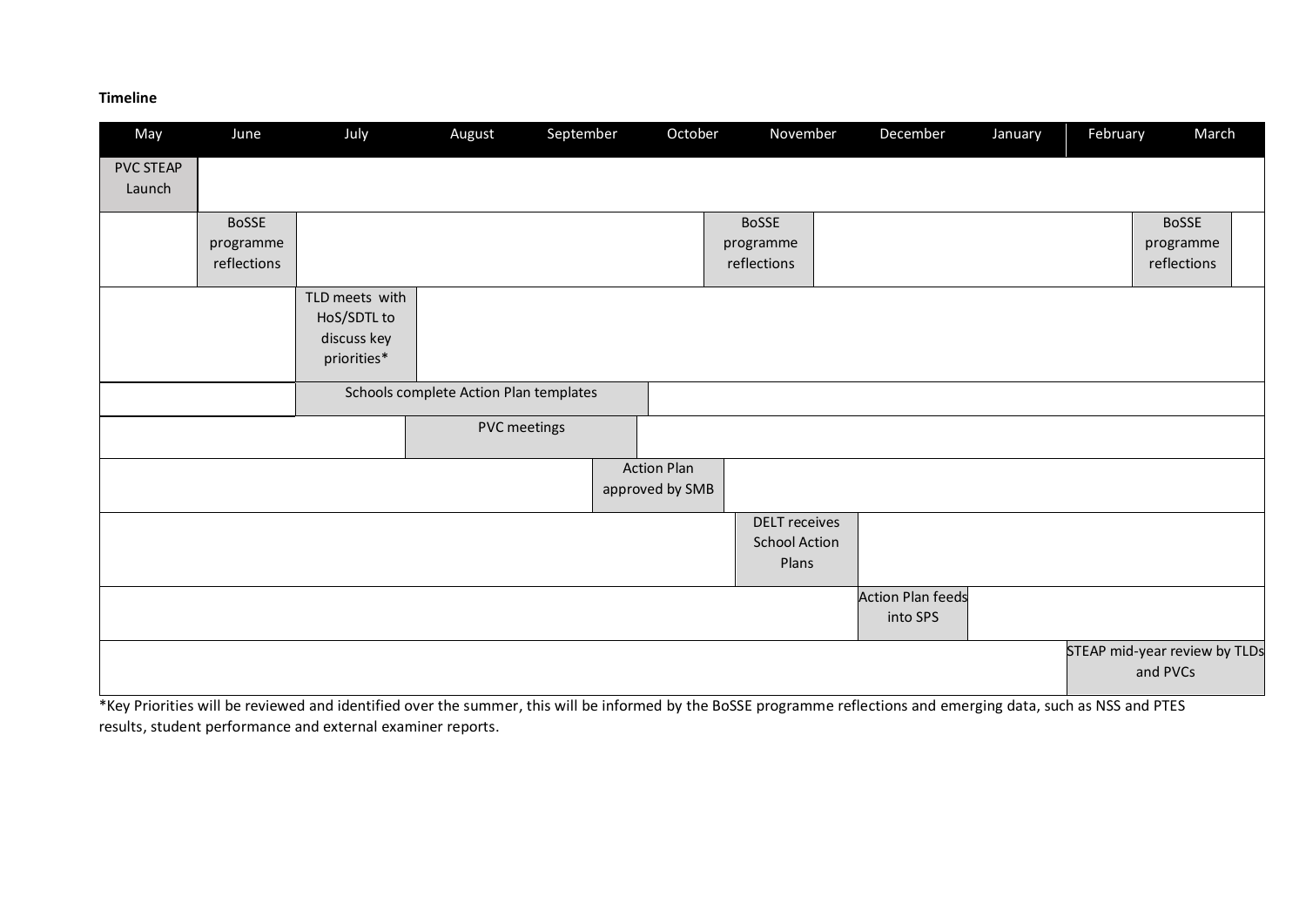**Timeline**

| May | June | July | August | September | October | November | December | January | February | March |
|---|---|---|---|---|---|---|---|---|---|---|
| PVC STEAP Launch | | | | | | | | | | |
| | BoSSE programme reflections | | | | | BoSSE programme reflections | | | | BoSSE programme reflections |
| | | TLD meets with HoS/SDTL to discuss key priorities* | | | | | | | | |
| | | Schools complete Action Plan templates | Schools complete Action Plan templates | Schools complete Action Plan templates | | | | | | |
| | | | PVC meetings | PVC meetings | | | | | | |
| | | | | | Action Plan approved by SMB | | | | | |
| | | | | | | DELT receives School Action Plans | | | | |
| | | | | | | | Action Plan feeds into SPS | | | |
| | | | | | | | | | STEAP mid-year review by TLDs and PVCs | STEAP mid-year review by TLDs and PVCs |

*Key Priorities will be reviewed and identified over the summer, this will be informed by the BoSSE programme reflections and emerging data, such as NSS and PTES results, student performance and external examiner reports.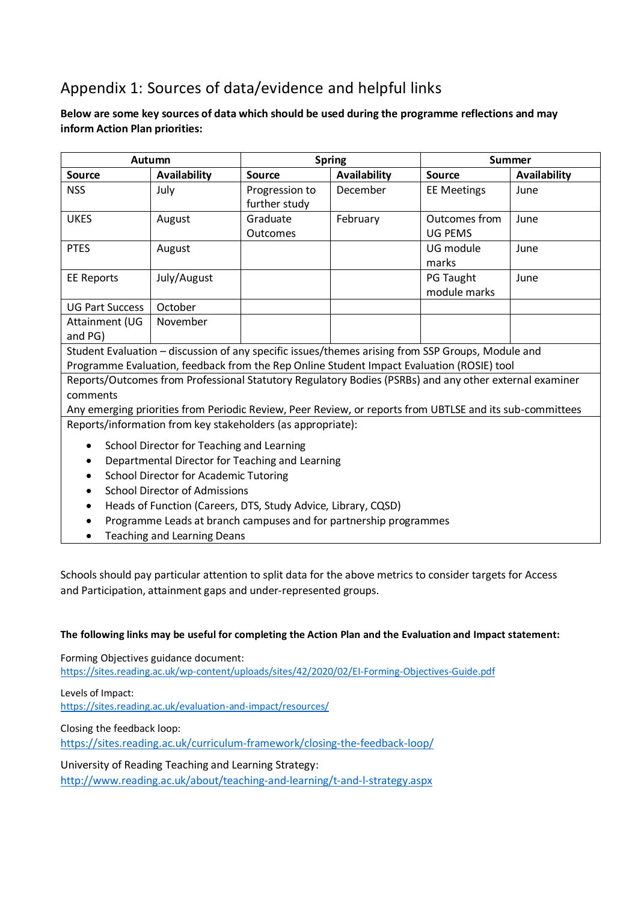# Appendix 1: Sources of data/evidence and helpful links

**Below are some key sources of data which should be used during the programme reflections and may inform Action Plan priorities:**

| Autumn | | Spring | | Summer | |
|---|---|---|---|---|---|
| **Source** | **Availability** | **Source** | **Availability** | **Source** | **Availability** |
| NSS | July | Progression to further study | December | EE Meetings | June |
| UKES | August | Graduate Outcomes | February | Outcomes from UG PEMS | June |
| PTES | August | | | UG module marks | June |
| EE Reports | July/August | | | PG Taught module marks | June |
| UG Part Success | October | | | | |
| Attainment (UG and PG) | November | | | | |
| Student Evaluation – discussion of any specific issues/themes arising from SSP Groups, Module and Programme Evaluation, feedback from the Rep Online Student Impact Evaluation (ROSIE) tool | | | | | |
| Reports/Outcomes from Professional Statutory Regulatory Bodies (PSRBs) and any other external examiner comments<br>Any emerging priorities from Periodic Review, Peer Review, or reports from UBTLSE and its sub-committees | | | | | |
| Reports/information from key stakeholders (as appropriate):<br>• School Director for Teaching and Learning<br>• Departmental Director for Teaching and Learning<br>• School Director for Academic Tutoring<br>• School Director of Admissions<br>• Heads of Function (Careers, DTS, Study Advice, Library, CQSD)<br>• Programme Leads at branch campuses and for partnership programmes<br>• Teaching and Learning Deans | | | | | |

Schools should pay particular attention to split data for the above metrics to consider targets for Access and Participation, attainment gaps and under-represented groups.

**The following links may be useful for completing the Action Plan and the Evaluation and Impact statement:**

Forming Objectives guidance document:
https://sites.reading.ac.uk/wp-content/uploads/sites/42/2020/02/EI-Forming-Objectives-Guide.pdf

Levels of Impact:
https://sites.reading.ac.uk/evaluation-and-impact/resources/

Closing the feedback loop:
https://sites.reading.ac.uk/curriculum-framework/closing-the-feedback-loop/

University of Reading Teaching and Learning Strategy:
http://www.reading.ac.uk/about/teaching-and-learning/t-and-l-strategy.aspx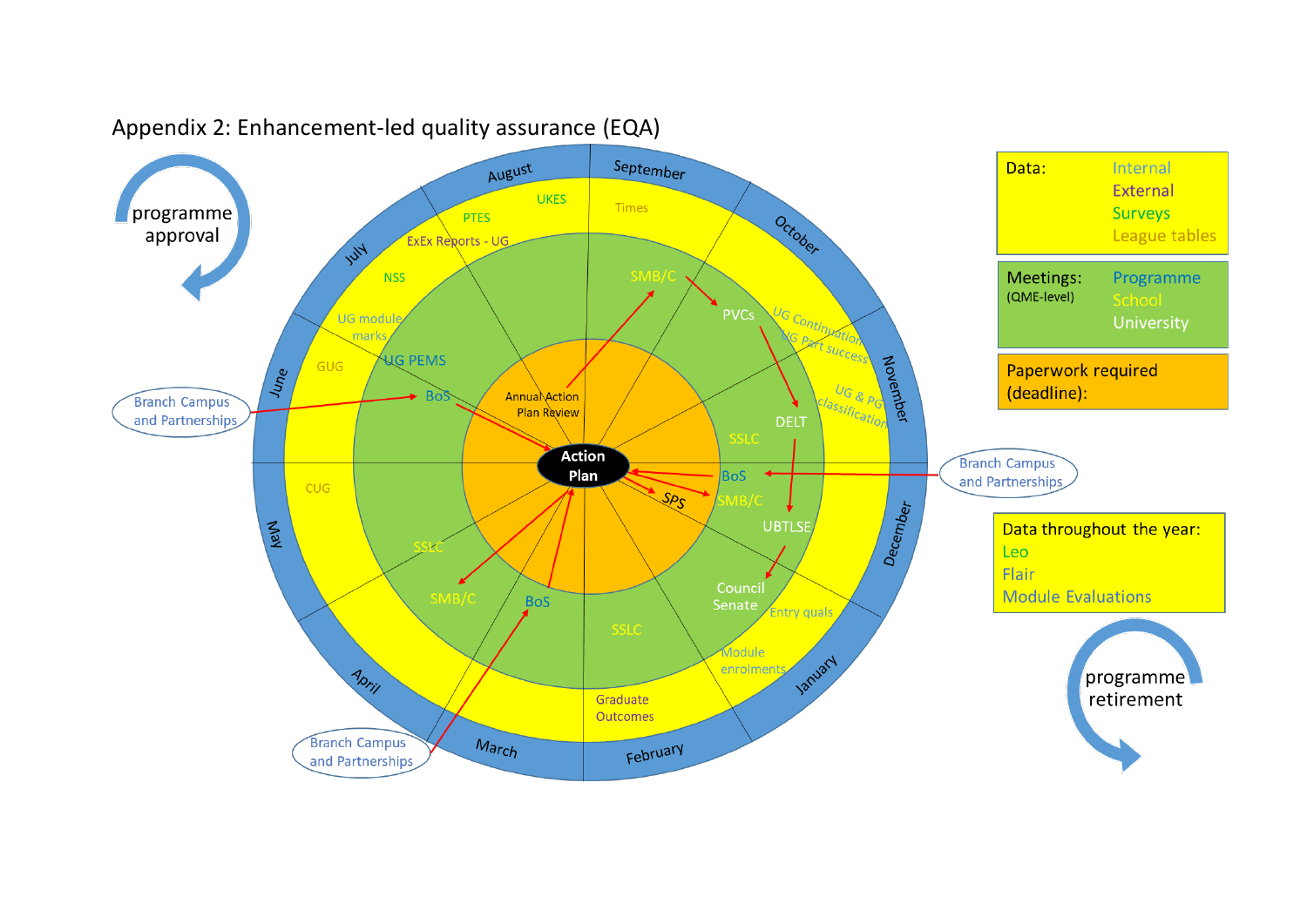# Appendix 2: Enhancement-led quality assurance (EQA)

programme approval

Data: Internal, External, Surveys, League tables

Meetings: (QME-level) Programme, School, University

Paperwork required (deadline):

Data throughout the year:
Leo
Flair
Module Evaluations

programme retirement

Branch Campus and Partnerships

Action Plan

Annual Action Plan Review

September: Times, SMB/C

October: PVCs, UG Continuation, UG Part success

November: UG & PG classification, DELT, SSLC

December: BoS, SMB/C, SPS, UBTLSE

January: Council Senate, Entry quals, Module enrolments

February: SSLC, Graduate Outcomes

March: BoS

April: SMB/C, SSLC

May: CUG

June: GUG, UG PEMS, BoS

July: NSS, UG module marks

August: UKES, PTES, ExEx Reports - UG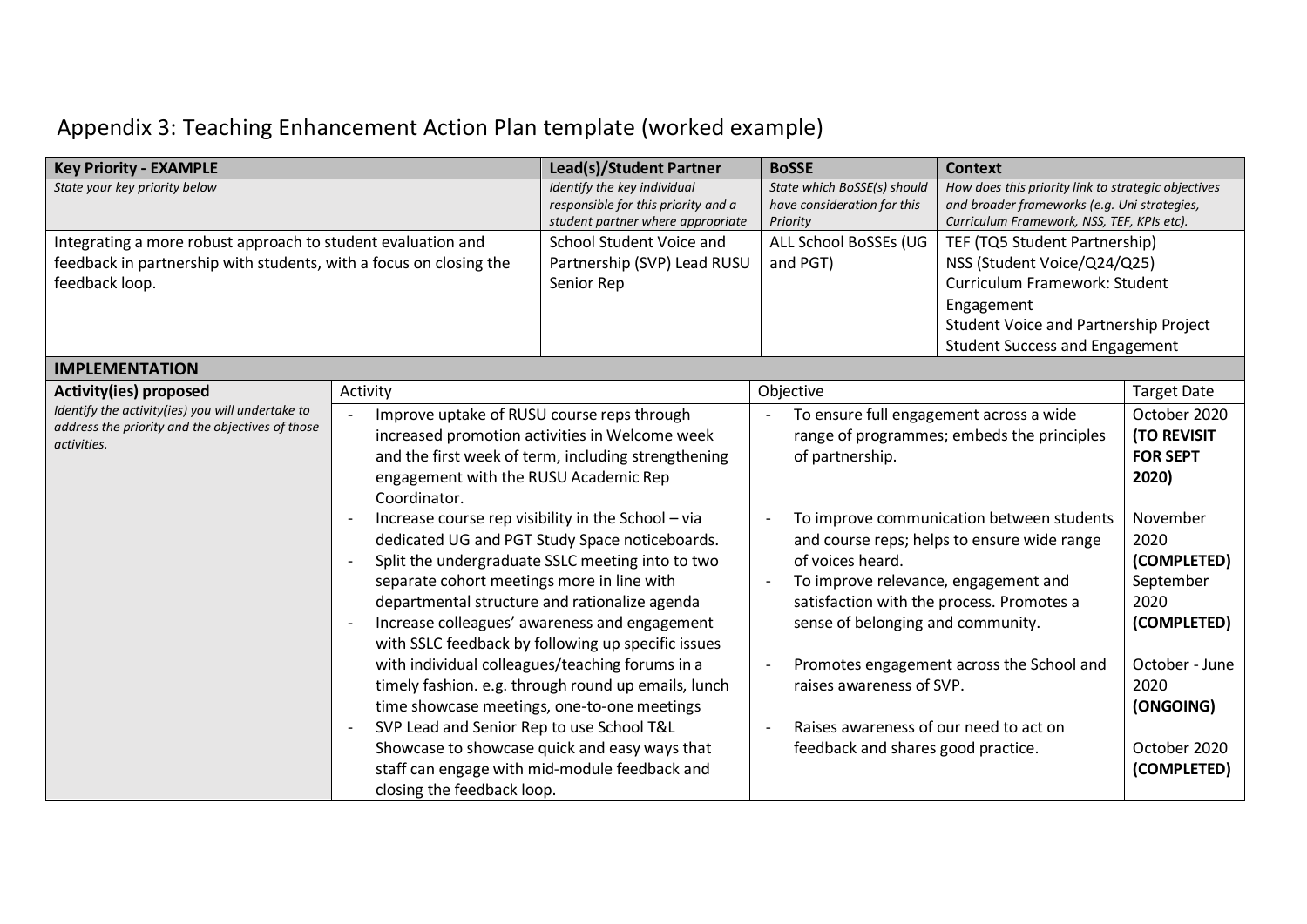# Appendix 3: Teaching Enhancement Action Plan template (worked example)

| **Key Priority - EXAMPLE** | **Lead(s)/Student Partner** | **BoSSE** | **Context** |
|---|---|---|---|
| *State your key priority below* | *Identify the key individual responsible for this priority and a student partner where appropriate* | *State which BoSSE(s) should have consideration for this Priority* | *How does this priority link to strategic objectives and broader frameworks (e.g. Uni strategies, Curriculum Framework, NSS, TEF, KPIs etc).* |
| Integrating a more robust approach to student evaluation and feedback in partnership with students, with a focus on closing the feedback loop. | School Student Voice and Partnership (SVP) Lead RUSU Senior Rep | ALL School BoSSEs (UG and PGT) | TEF (TQ5 Student Partnership)<br>NSS (Student Voice/Q24/Q25)<br>Curriculum Framework: Student Engagement<br>Student Voice and Partnership Project<br>Student Success and Engagement |

**IMPLEMENTATION**

| **Activity(ies) proposed** | Activity | Objective | Target Date |
|---|---|---|---|
| *Identify the activity(ies) you will undertake to address the priority and the objectives of those activities.* | - Improve uptake of RUSU course reps through increased promotion activities in Welcome week and the first week of term, including strengthening engagement with the RUSU Academic Rep Coordinator. | - To ensure full engagement across a wide range of programmes; embeds the principles of partnership. | October 2020 **(TO REVISIT FOR SEPT 2020)** |
| | - Increase course rep visibility in the School – via dedicated UG and PGT Study Space noticeboards. | - To improve communication between students and course reps; helps to ensure wide range of voices heard. | November 2020 **(COMPLETED)** |
| | - Split the undergraduate SSLC meeting into to two separate cohort meetings more in line with departmental structure and rationalize agenda | - To improve relevance, engagement and satisfaction with the process. Promotes a sense of belonging and community. | September 2020 **(COMPLETED)** |
| | - Increase colleagues' awareness and engagement with SSLC feedback by following up specific issues with individual colleagues/teaching forums in a timely fashion. e.g. through round up emails, lunch time showcase meetings, one-to-one meetings | - Promotes engagement across the School and raises awareness of SVP. | October - June 2020 **(ONGOING)** |
| | - SVP Lead and Senior Rep to use School T&L Showcase to showcase quick and easy ways that staff can engage with mid-module feedback and closing the feedback loop. | - Raises awareness of our need to act on feedback and shares good practice. | October 2020 **(COMPLETED)** |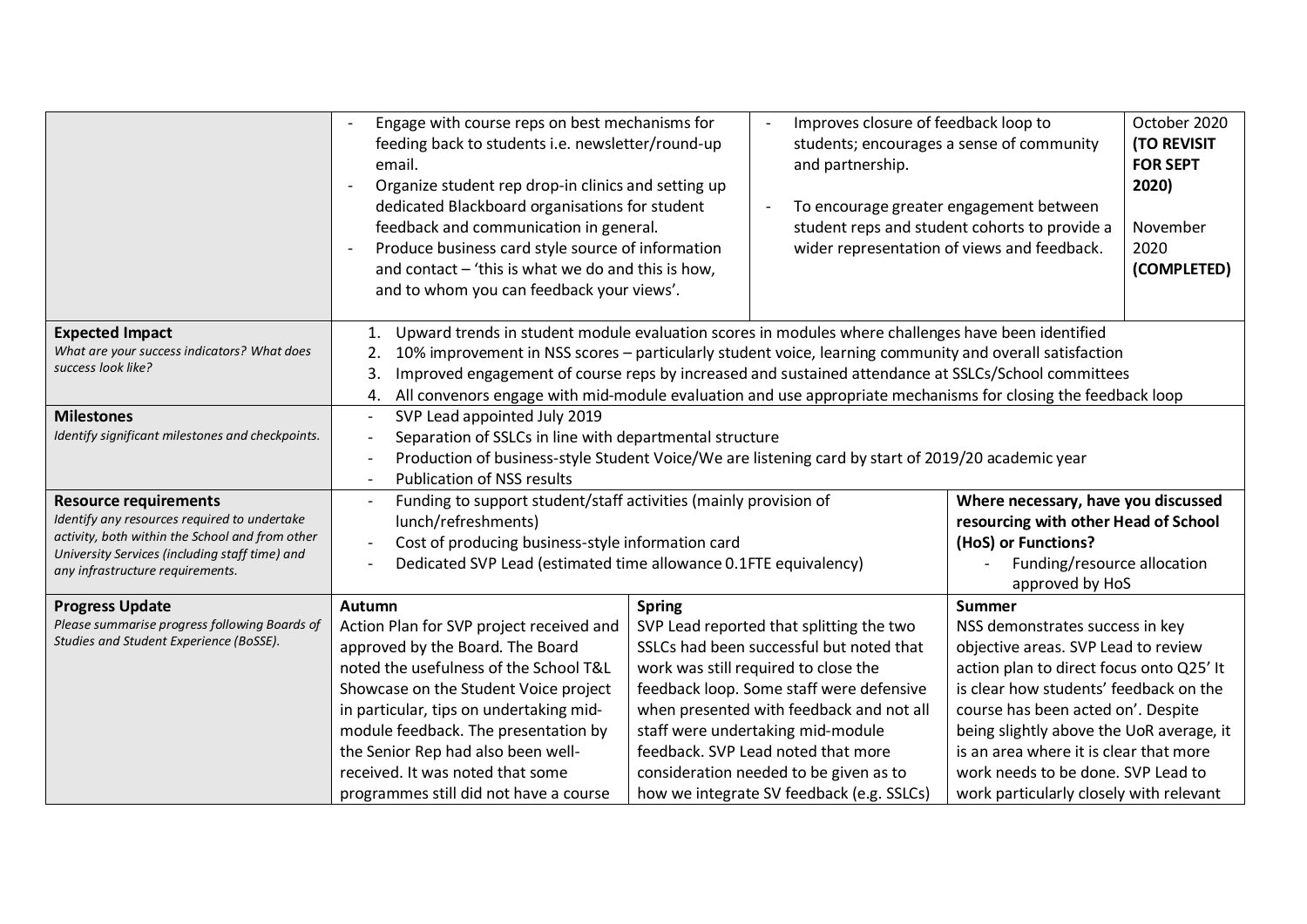| | | | | | |
|---|---|---|---|---|---|
| | - Engage with course reps on best mechanisms for feeding back to students i.e. newsletter/round-up email.<br>- Organize student rep drop-in clinics and setting up dedicated Blackboard organisations for student feedback and communication in general.<br>- Produce business card style source of information and contact – 'this is what we do and this is how, and to whom you can feedback your views'. | | - Improves closure of feedback loop to students; encourages a sense of community and partnership.<br><br>- To encourage greater engagement between student reps and student cohorts to provide a wider representation of views and feedback. | | October 2020 **(TO REVISIT FOR SEPT 2020)**<br><br>November 2020 **(COMPLETED)** |
| **Expected Impact**<br>*What are your success indicators? What does success look like?* | 1. Upward trends in student module evaluation scores in modules where challenges have been identified<br>2. 10% improvement in NSS scores – particularly student voice, learning community and overall satisfaction<br>3. Improved engagement of course reps by increased and sustained attendance at SSLCs/School committees<br>4. All convenors engage with mid-module evaluation and use appropriate mechanisms for closing the feedback loop | | | | |
| **Milestones**<br>*Identify significant milestones and checkpoints.* | - SVP Lead appointed July 2019<br>- Separation of SSLCs in line with departmental structure<br>- Production of business-style Student Voice/We are listening card by start of 2019/20 academic year<br>- Publication of NSS results | | | | |
| **Resource requirements**<br>*Identify any resources required to undertake activity, both within the School and from other University Services (including staff time) and any infrastructure requirements.* | - Funding to support student/staff activities (mainly provision of lunch/refreshments)<br>- Cost of producing business-style information card<br>- Dedicated SVP Lead (estimated time allowance 0.1FTE equivalency) | | | **Where necessary, have you discussed resourcing with other Head of School (HoS) or Functions?**<br>- Funding/resource allocation approved by HoS | |
| **Progress Update**<br>*Please summarise progress following Boards of Studies and Student Experience (BoSSE).* | **Autumn**<br>Action Plan for SVP project received and approved by the Board. The Board noted the usefulness of the School T&L Showcase on the Student Voice project in particular, tips on undertaking mid-module feedback. The presentation by the Senior Rep had also been well-received. It was noted that some programmes still did not have a course | **Spring**<br>SVP Lead reported that splitting the two SSLCs had been successful but noted that work was still required to close the feedback loop. Some staff were defensive when presented with feedback and not all staff were undertaking mid-module feedback. SVP Lead noted that more consideration needed to be given as to how we integrate SV feedback (e.g. SSLCs) | | **Summer**<br>NSS demonstrates success in key objective areas. SVP Lead to review action plan to direct focus onto Q25' It is clear how students' feedback on the course has been acted on'. Despite being slightly above the UoR average, it is an area where it is clear that more work needs to be done. SVP Lead to work particularly closely with relevant | |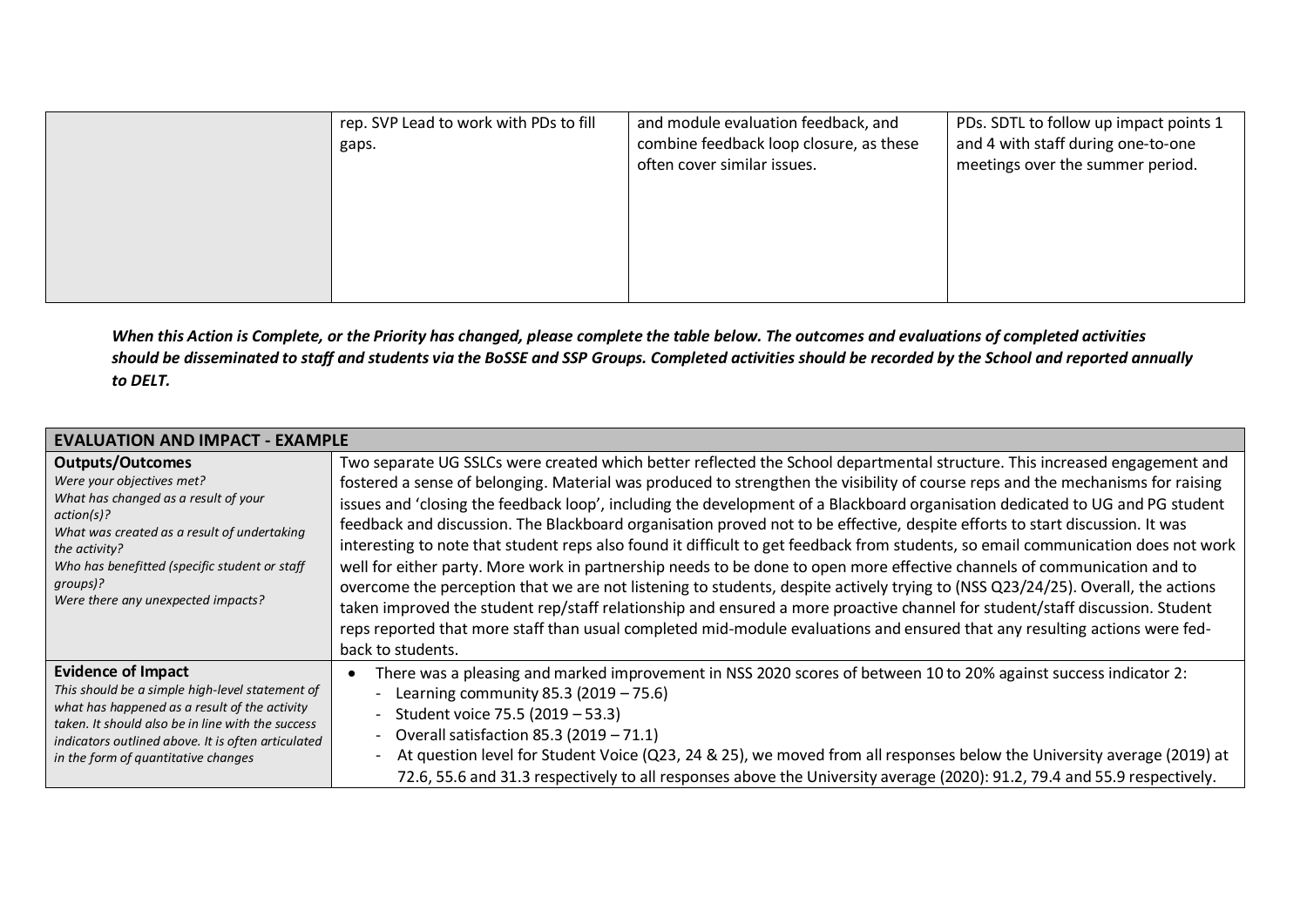| | | | |
|---|---|---|---|
| | rep. SVP Lead to work with PDs to fill gaps. | and module evaluation feedback, and combine feedback loop closure, as these often cover similar issues. | PDs. SDTL to follow up impact points 1 and 4 with staff during one-to-one meetings over the summer period. |

***When this Action is Complete, or the Priority has changed, please complete the table below. The outcomes and evaluations of completed activities should be disseminated to staff and students via the BoSSE and SSP Groups. Completed activities should be recorded by the School and reported annually to DELT.***

| **EVALUATION AND IMPACT - EXAMPLE** | |
|---|---|
| **Outputs/Outcomes**<br>*Were your objectives met?*<br>*What has changed as a result of your action(s)?*<br>*What was created as a result of undertaking the activity?*<br>*Who has benefitted (specific student or staff groups)?*<br>*Were there any unexpected impacts?* | Two separate UG SSLCs were created which better reflected the School departmental structure. This increased engagement and fostered a sense of belonging. Material was produced to strengthen the visibility of course reps and the mechanisms for raising issues and 'closing the feedback loop', including the development of a Blackboard organisation dedicated to UG and PG student feedback and discussion. The Blackboard organisation proved not to be effective, despite efforts to start discussion. It was interesting to note that student reps also found it difficult to get feedback from students, so email communication does not work well for either party. More work in partnership needs to be done to open more effective channels of communication and to overcome the perception that we are not listening to students, despite actively trying to (NSS Q23/24/25). Overall, the actions taken improved the student rep/staff relationship and ensured a more proactive channel for student/staff discussion. Student reps reported that more staff than usual completed mid-module evaluations and ensured that any resulting actions were fed-back to students. |
| **Evidence of Impact**<br>*This should be a simple high-level statement of what has happened as a result of the activity taken. It should also be in line with the success indicators outlined above. It is often articulated in the form of quantitative changes* | • There was a pleasing and marked improvement in NSS 2020 scores of between 10 to 20% against success indicator 2:<br>- Learning community 85.3 (2019 – 75.6)<br>- Student voice 75.5 (2019 – 53.3)<br>- Overall satisfaction 85.3 (2019 – 71.1)<br>- At question level for Student Voice (Q23, 24 & 25), we moved from all responses below the University average (2019) at 72.6, 55.6 and 31.3 respectively to all responses above the University average (2020): 91.2, 79.4 and 55.9 respectively. |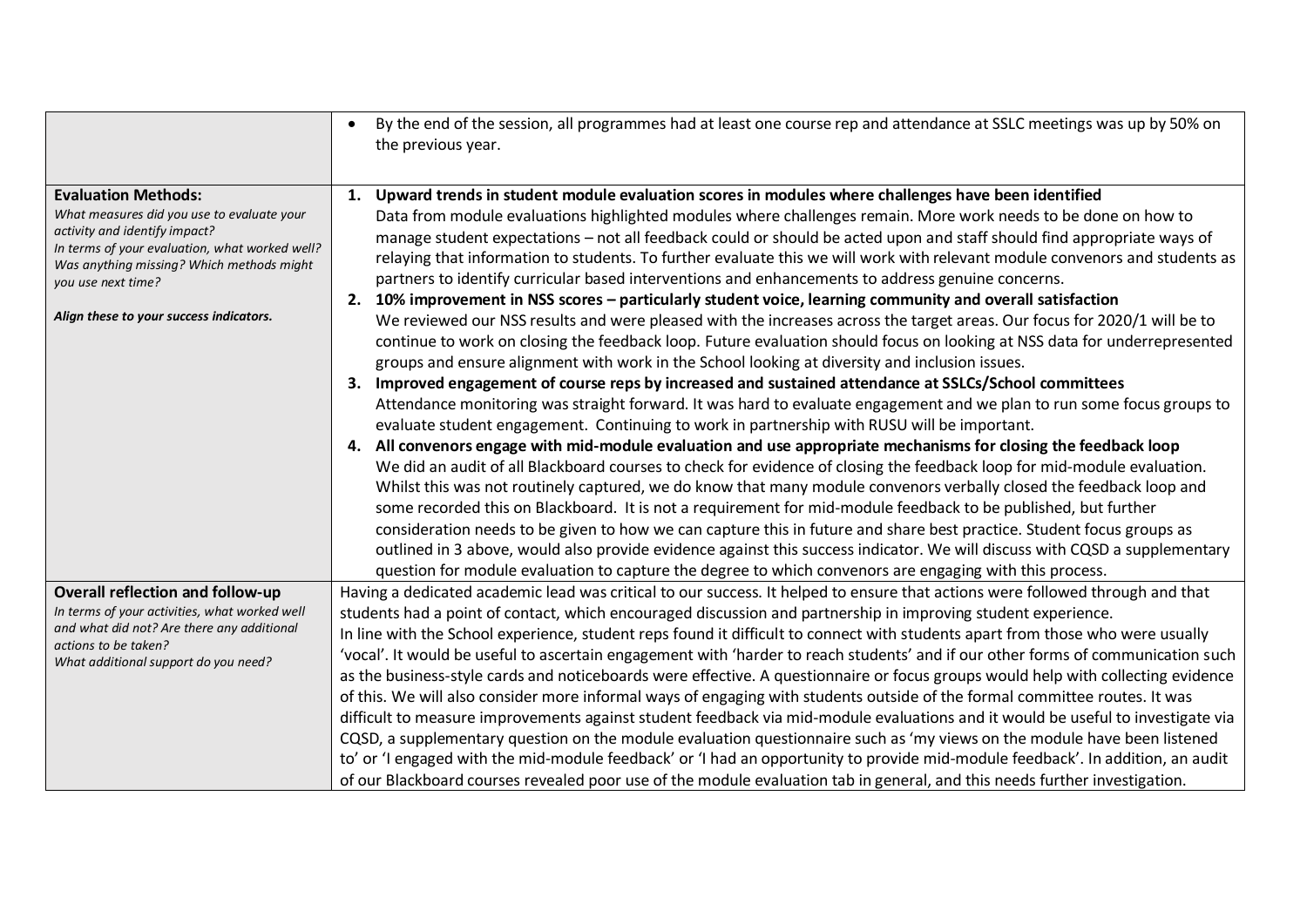| | |
|---|---|
| | • By the end of the session, all programmes had at least one course rep and attendance at SSLC meetings was up by 50% on the previous year. |
| **Evaluation Methods:**<br>*What measures did you use to evaluate your activity and identify impact?*<br>*In terms of your evaluation, what worked well? Was anything missing? Which methods might you use next time?*<br><br>***Align these to your success indicators.*** | **1. Upward trends in student module evaluation scores in modules where challenges have been identified**<br>Data from module evaluations highlighted modules where challenges remain. More work needs to be done on how to manage student expectations – not all feedback could or should be acted upon and staff should find appropriate ways of relaying that information to students. To further evaluate this we will work with relevant module convenors and students as partners to identify curricular based interventions and enhancements to address genuine concerns.<br>**2. 10% improvement in NSS scores – particularly student voice, learning community and overall satisfaction**<br>We reviewed our NSS results and were pleased with the increases across the target areas. Our focus for 2020/1 will be to continue to work on closing the feedback loop. Future evaluation should focus on looking at NSS data for underrepresented groups and ensure alignment with work in the School looking at diversity and inclusion issues.<br>**3. Improved engagement of course reps by increased and sustained attendance at SSLCs/School committees**<br>Attendance monitoring was straight forward. It was hard to evaluate engagement and we plan to run some focus groups to evaluate student engagement. Continuing to work in partnership with RUSU will be important.<br>**4. All convenors engage with mid-module evaluation and use appropriate mechanisms for closing the feedback loop**<br>We did an audit of all Blackboard courses to check for evidence of closing the feedback loop for mid-module evaluation. Whilst this was not routinely captured, we do know that many module convenors verbally closed the feedback loop and some recorded this on Blackboard. It is not a requirement for mid-module feedback to be published, but further consideration needs to be given to how we can capture this in future and share best practice. Student focus groups as outlined in 3 above, would also provide evidence against this success indicator. We will discuss with CQSD a supplementary question for module evaluation to capture the degree to which convenors are engaging with this process. |
| **Overall reflection and follow-up**<br>*In terms of your activities, what worked well and what did not? Are there any additional actions to be taken?*<br>*What additional support do you need?* | Having a dedicated academic lead was critical to our success. It helped to ensure that actions were followed through and that students had a point of contact, which encouraged discussion and partnership in improving student experience.<br>In line with the School experience, student reps found it difficult to connect with students apart from those who were usually 'vocal'. It would be useful to ascertain engagement with 'harder to reach students' and if our other forms of communication such as the business-style cards and noticeboards were effective. A questionnaire or focus groups would help with collecting evidence of this. We will also consider more informal ways of engaging with students outside of the formal committee routes. It was difficult to measure improvements against student feedback via mid-module evaluations and it would be useful to investigate via CQSD, a supplementary question on the module evaluation questionnaire such as 'my views on the module have been listened to' or 'I engaged with the mid-module feedback' or 'I had an opportunity to provide mid-module feedback'. In addition, an audit of our Blackboard courses revealed poor use of the module evaluation tab in general, and this needs further investigation. |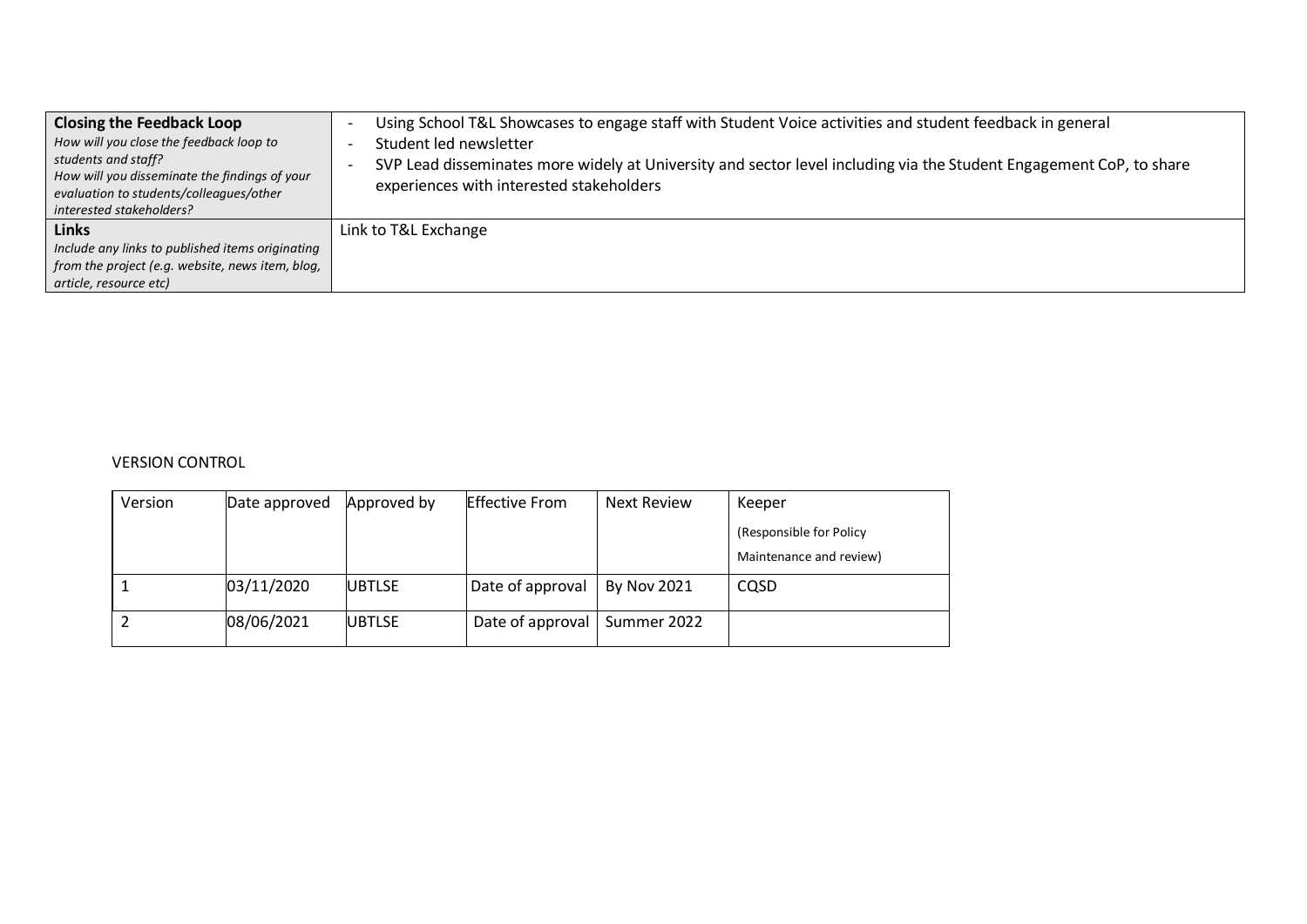| | |
|---|---|
| **Closing the Feedback Loop**<br>*How will you close the feedback loop to students and staff?*<br>*How will you disseminate the findings of your evaluation to students/colleagues/other interested stakeholders?* | - Using School T&L Showcases to engage staff with Student Voice activities and student feedback in general<br>- Student led newsletter<br>- SVP Lead disseminates more widely at University and sector level including via the Student Engagement CoP, to share experiences with interested stakeholders |
| **Links**<br>*Include any links to published items originating from the project (e.g. website, news item, blog, article, resource etc)* | Link to T&L Exchange |

VERSION CONTROL

| Version | Date approved | Approved by | Effective From | Next Review | Keeper (Responsible for Policy Maintenance and review) |
|---|---|---|---|---|---|
| 1 | 03/11/2020 | UBTLSE | Date of approval | By Nov 2021 | CQSD |
| 2 | 08/06/2021 | UBTLSE | Date of approval | Summer 2022 | |